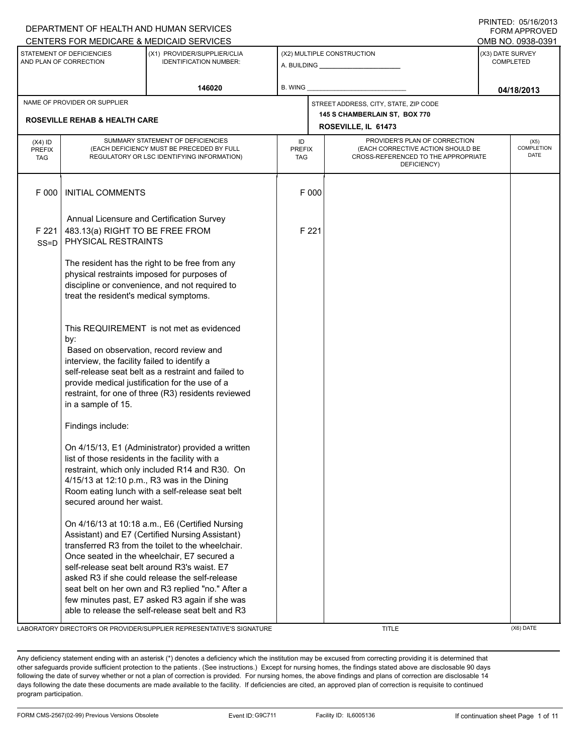DEPARTMENT OF HEALTH AND HUMAN SERVICES
CENTERS FOR MEDICARE & MEDICAID SERVICES

PRINTED: 05/16/2013
FORM APPROVED
OMB NO. 0938-0391

| STATEMENT OF DEFICIENCIES AND PLAN OF CORRECTION | (X1) PROVIDER/SUPPLIER/CLIA IDENTIFICATION NUMBER: | (X2) MULTIPLE CONSTRUCTION | (X3) DATE SURVEY COMPLETED |
|---|---|---|---|
| | 146020 | A. BUILDING ______ B. WING ______ | 04/18/2013 |

| NAME OF PROVIDER OR SUPPLIER | STREET ADDRESS, CITY, STATE, ZIP CODE |
|---|---|
| ROSEVILLE REHAB & HEALTH CARE | 145 S CHAMBERLAIN ST, BOX 770 ROSEVILLE, IL 61473 |

| (X4) ID PREFIX TAG | SUMMARY STATEMENT OF DEFICIENCIES (EACH DEFICIENCY MUST BE PRECEDED BY FULL REGULATORY OR LSC IDENTIFYING INFORMATION) | ID PREFIX TAG | PROVIDER'S PLAN OF CORRECTION (EACH CORRECTIVE ACTION SHOULD BE CROSS-REFERENCED TO THE APPROPRIATE DEFICIENCY) | (X5) COMPLETION DATE |
|---|---|---|---|---|
| F 000 | INITIAL COMMENTS<br><br>Annual Licensure and Certification Survey | F 000 | | |
| F 221 SS=D | 483.13(a) RIGHT TO BE FREE FROM PHYSICAL RESTRAINTS<br><br>The resident has the right to be free from any physical restraints imposed for purposes of discipline or convenience, and not required to treat the resident's medical symptoms.<br><br>This REQUIREMENT is not met as evidenced by:<br>Based on observation, record review and interview, the facility failed to identify a self-release seat belt as a restraint and failed to provide medical justification for the use of a restraint, for one of three (R3) residents reviewed in a sample of 15.<br><br>Findings include:<br><br>On 4/15/13, E1 (Administrator) provided a written list of those residents in the facility with a restraint, which only included R14 and R30. On 4/15/13 at 12:10 p.m., R3 was in the Dining Room eating lunch with a self-release seat belt secured around her waist.<br><br>On 4/16/13 at 10:18 a.m., E6 (Certified Nursing Assistant) and E7 (Certified Nursing Assistant) transferred R3 from the toilet to the wheelchair. Once seated in the wheelchair, E7 secured a self-release seat belt around R3's waist. E7 asked R3 if she could release the self-release seat belt on her own and R3 replied "no." After a few minutes past, E7 asked R3 again if she was able to release the self-release seat belt and R3 | F 221 | | |

LABORATORY DIRECTOR'S OR PROVIDER/SUPPLIER REPRESENTATIVE'S SIGNATURE | TITLE | (X6) DATE

Any deficiency statement ending with an asterisk (*) denotes a deficiency which the institution may be excused from correcting providing it is determined that other safeguards provide sufficient protection to the patients . (See instructions.) Except for nursing homes, the findings stated above are disclosable 90 days following the date of survey whether or not a plan of correction is provided. For nursing homes, the above findings and plans of correction are disclosable 14 days following the date these documents are made available to the facility. If deficiencies are cited, an approved plan of correction is requisite to continued program participation.

FORM CMS-2567(02-99) Previous Versions Obsolete | Event ID: G9C711 | Facility ID: IL6005136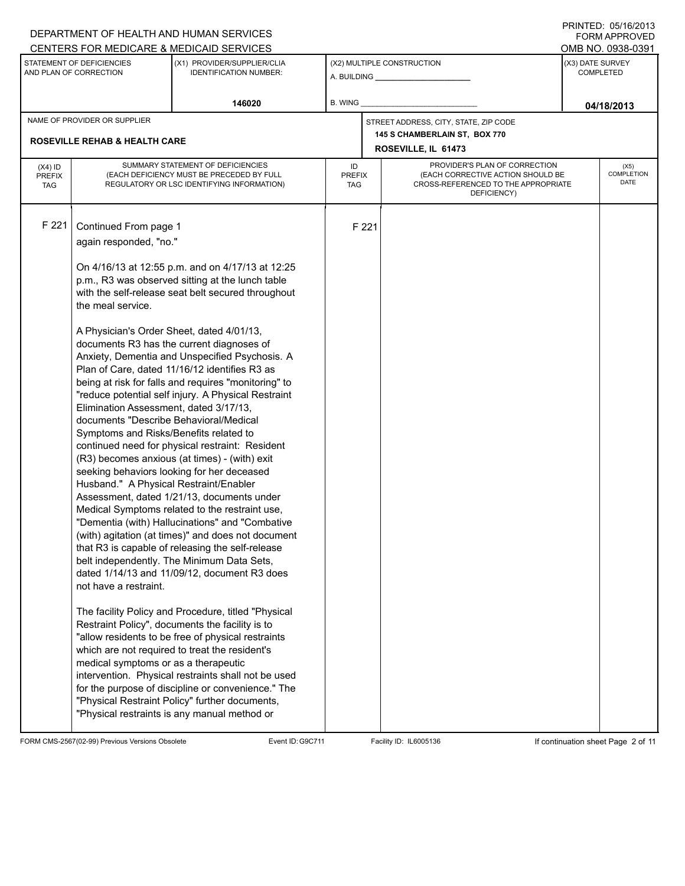DEPARTMENT OF HEALTH AND HUMAN SERVICES
CENTERS FOR MEDICARE & MEDICAID SERVICES

PRINTED: 05/16/2013
FORM APPROVED
OMB NO. 0938-0391

| STATEMENT OF DEFICIENCIES AND PLAN OF CORRECTION | (X1) PROVIDER/SUPPLIER/CLIA IDENTIFICATION NUMBER: | (X2) MULTIPLE CONSTRUCTION | (X3) DATE SURVEY COMPLETED |
|---|---|---|---|
| | 146020 | A. BUILDING ______ B. WING ______ | 04/18/2013 |

| NAME OF PROVIDER OR SUPPLIER | STREET ADDRESS, CITY, STATE, ZIP CODE |
|---|---|
| ROSEVILLE REHAB & HEALTH CARE | 145 S CHAMBERLAIN ST, BOX 770 ROSEVILLE, IL 61473 |

| (X4) ID PREFIX TAG | SUMMARY STATEMENT OF DEFICIENCIES (EACH DEFICIENCY MUST BE PRECEDED BY FULL REGULATORY OR LSC IDENTIFYING INFORMATION) | ID PREFIX TAG | PROVIDER'S PLAN OF CORRECTION (EACH CORRECTIVE ACTION SHOULD BE CROSS-REFERENCED TO THE APPROPRIATE DEFICIENCY) | (X5) COMPLETION DATE |
|---|---|---|---|---|
| F 221 | Continued From page 1 | F 221 | | |

again responded, "no."

On 4/16/13 at 12:55 p.m. and on 4/17/13 at 12:25 p.m., R3 was observed sitting at the lunch table with the self-release seat belt secured throughout the meal service.

A Physician's Order Sheet, dated 4/01/13, documents R3 has the current diagnoses of Anxiety, Dementia and Unspecified Psychosis. A Plan of Care, dated 11/16/12 identifies R3 as being at risk for falls and requires "monitoring" to "reduce potential self injury. A Physical Restraint Elimination Assessment, dated 3/17/13, documents "Describe Behavioral/Medical Symptoms and Risks/Benefits related to continued need for physical restraint: Resident (R3) becomes anxious (at times) - (with) exit seeking behaviors looking for her deceased Husband." A Physical Restraint/Enabler Assessment, dated 1/21/13, documents under Medical Symptoms related to the restraint use, "Dementia (with) Hallucinations" and "Combative (with) agitation (at times)" and does not document that R3 is capable of releasing the self-release belt independently. The Minimum Data Sets, dated 1/14/13 and 11/09/12, document R3 does not have a restraint.

The facility Policy and Procedure, titled "Physical Restraint Policy", documents the facility is to "allow residents to be free of physical restraints which are not required to treat the resident's medical symptoms or as a therapeutic intervention. Physical restraints shall not be used for the purpose of discipline or convenience." The "Physical Restraint Policy" further documents, "Physical restraints is any manual method or

FORM CMS-2567(02-99) Previous Versions Obsolete Event ID: G9C711 Facility ID: IL6005136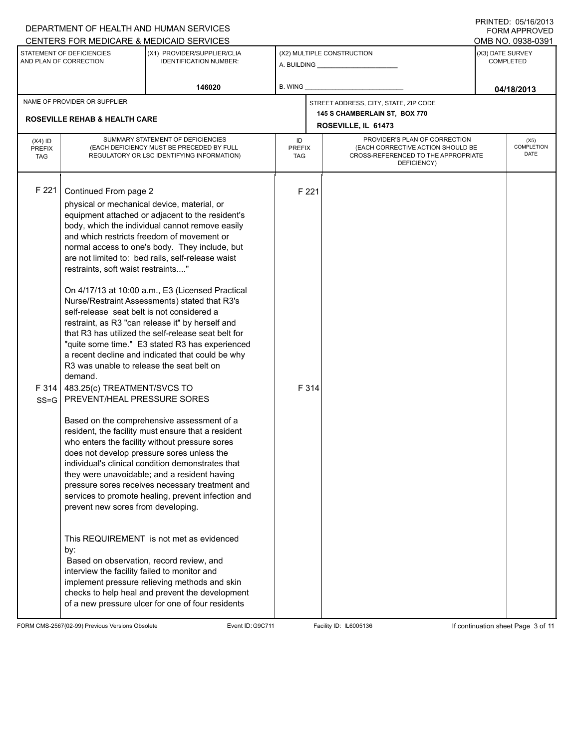DEPARTMENT OF HEALTH AND HUMAN SERVICES
CENTERS FOR MEDICARE & MEDICAID SERVICES

PRINTED: 05/16/2013
FORM APPROVED
OMB NO. 0938-0391

| STATEMENT OF DEFICIENCIES AND PLAN OF CORRECTION | (X1) PROVIDER/SUPPLIER/CLIA IDENTIFICATION NUMBER: | (X2) MULTIPLE CONSTRUCTION | (X3) DATE SURVEY COMPLETED |
|---|---|---|---|
| | 146020 | A. BUILDING ______ B. WING ______ | 04/18/2013 |

| NAME OF PROVIDER OR SUPPLIER | STREET ADDRESS, CITY, STATE, ZIP CODE |
|---|---|
| ROSEVILLE REHAB & HEALTH CARE | 145 S CHAMBERLAIN ST, BOX 770 ROSEVILLE, IL 61473 |

| (X4) ID PREFIX TAG | SUMMARY STATEMENT OF DEFICIENCIES (EACH DEFICIENCY MUST BE PRECEDED BY FULL REGULATORY OR LSC IDENTIFYING INFORMATION) | ID PREFIX TAG | PROVIDER'S PLAN OF CORRECTION (EACH CORRECTIVE ACTION SHOULD BE CROSS-REFERENCED TO THE APPROPRIATE DEFICIENCY) | (X5) COMPLETION DATE |
|---|---|---|---|---|
| F 221 | Continued From page 2<br>physical or mechanical device, material, or equipment attached or adjacent to the resident's body, which the individual cannot remove easily and which restricts freedom of movement or normal access to one's body. They include, but are not limited to: bed rails, self-release waist restraints, soft waist restraints...."<br><br>On 4/17/13 at 10:00 a.m., E3 (Licensed Practical Nurse/Restraint Assessments) stated that R3's self-release seat belt is not considered a restraint, as R3 "can release it" by herself and that R3 has utilized the self-release seat belt for "quite some time." E3 stated R3 has experienced a recent decline and indicated that could be why R3 was unable to release the seat belt on demand. | F 221 | | |
| F 314 SS=G | 483.25(c) TREATMENT/SVCS TO PREVENT/HEAL PRESSURE SORES<br><br>Based on the comprehensive assessment of a resident, the facility must ensure that a resident who enters the facility without pressure sores does not develop pressure sores unless the individual's clinical condition demonstrates that they were unavoidable; and a resident having pressure sores receives necessary treatment and services to promote healing, prevent infection and prevent new sores from developing.<br><br>This REQUIREMENT is not met as evidenced by:<br>Based on observation, record review, and interview the facility failed to monitor and implement pressure relieving methods and skin checks to help heal and prevent the development of a new pressure ulcer for one of four residents | F 314 | | |

FORM CMS-2567(02-99) Previous Versions Obsolete Event ID: G9C711 Facility ID: IL6005136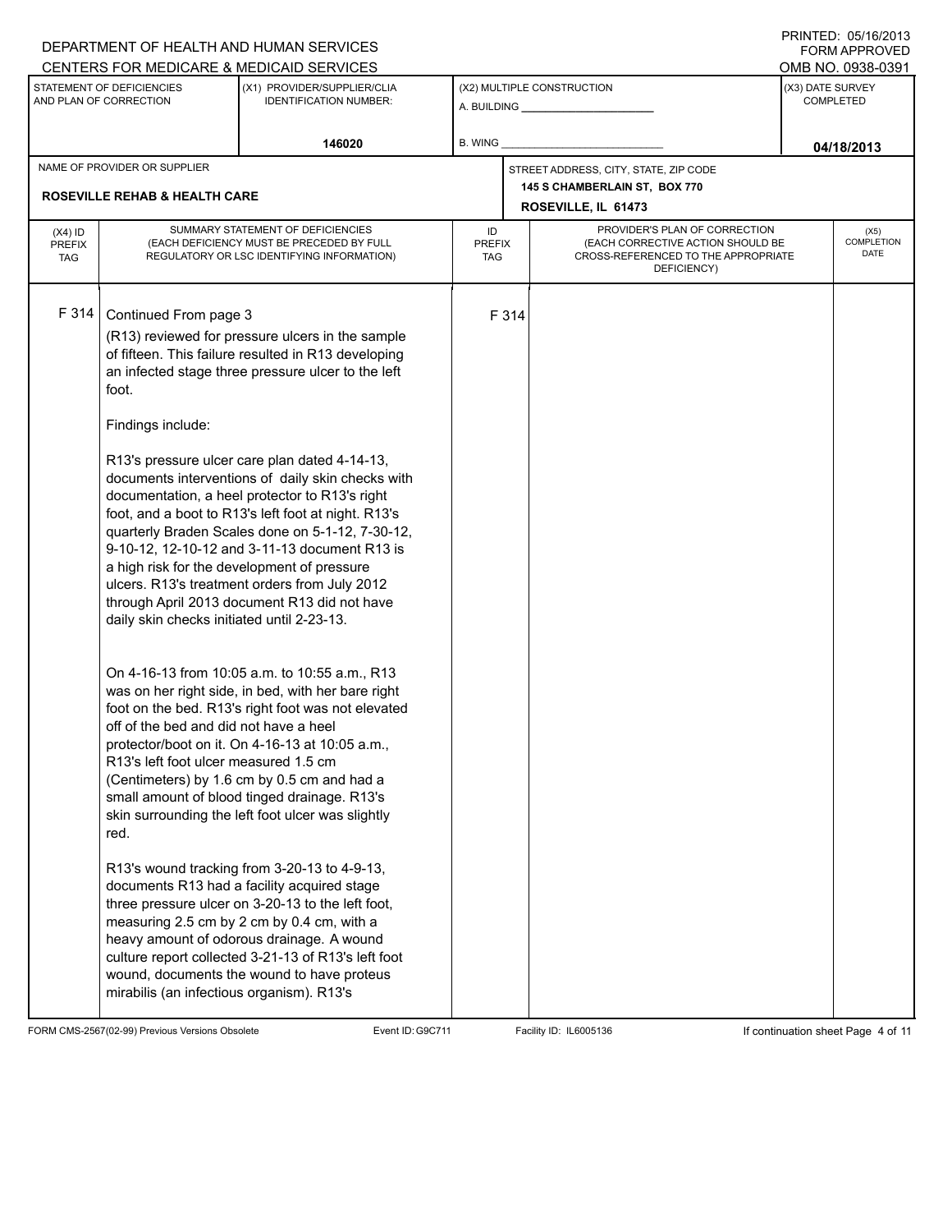DEPARTMENT OF HEALTH AND HUMAN SERVICES
CENTERS FOR MEDICARE & MEDICAID SERVICES

PRINTED: 05/16/2013
FORM APPROVED
OMB NO. 0938-0391

| STATEMENT OF DEFICIENCIES AND PLAN OF CORRECTION | (X1) PROVIDER/SUPPLIER/CLIA IDENTIFICATION NUMBER: | (X2) MULTIPLE CONSTRUCTION | (X3) DATE SURVEY COMPLETED |
|---|---|---|---|
| | 146020 | A. BUILDING ______ B. WING ______ | 04/18/2013 |

| NAME OF PROVIDER OR SUPPLIER | STREET ADDRESS, CITY, STATE, ZIP CODE |
|---|---|
| ROSEVILLE REHAB & HEALTH CARE | 145 S CHAMBERLAIN ST, BOX 770<br>ROSEVILLE, IL 61473 |

| (X4) ID PREFIX TAG | SUMMARY STATEMENT OF DEFICIENCIES (EACH DEFICIENCY MUST BE PRECEDED BY FULL REGULATORY OR LSC IDENTIFYING INFORMATION) | ID PREFIX TAG | PROVIDER'S PLAN OF CORRECTION (EACH CORRECTIVE ACTION SHOULD BE CROSS-REFERENCED TO THE APPROPRIATE DEFICIENCY) | (X5) COMPLETION DATE |
|---|---|---|---|---|
| F 314 | Continued From page 3 | F 314 | | |

(R13) reviewed for pressure ulcers in the sample of fifteen. This failure resulted in R13 developing an infected stage three pressure ulcer to the left foot.

Findings include:

R13's pressure ulcer care plan dated 4-14-13, documents interventions of daily skin checks with documentation, a heel protector to R13's right foot, and a boot to R13's left foot at night. R13's quarterly Braden Scales done on 5-1-12, 7-30-12, 9-10-12, 12-10-12 and 3-11-13 document R13 is a high risk for the development of pressure ulcers. R13's treatment orders from July 2012 through April 2013 document R13 did not have daily skin checks initiated until 2-23-13.

On 4-16-13 from 10:05 a.m. to 10:55 a.m., R13 was on her right side, in bed, with her bare right foot on the bed. R13's right foot was not elevated off of the bed and did not have a heel protector/boot on it. On 4-16-13 at 10:05 a.m., R13's left foot ulcer measured 1.5 cm (Centimeters) by 1.6 cm by 0.5 cm and had a small amount of blood tinged drainage. R13's skin surrounding the left foot ulcer was slightly red.

R13's wound tracking from 3-20-13 to 4-9-13, documents R13 had a facility acquired stage three pressure ulcer on 3-20-13 to the left foot, measuring 2.5 cm by 2 cm by 0.4 cm, with a heavy amount of odorous drainage. A wound culture report collected 3-21-13 of R13's left foot wound, documents the wound to have proteus mirabilis (an infectious organism). R13's

FORM CMS-2567(02-99) Previous Versions Obsolete Event ID: G9C711 Facility ID: IL6005136 If continuation sheet Page 4 of 11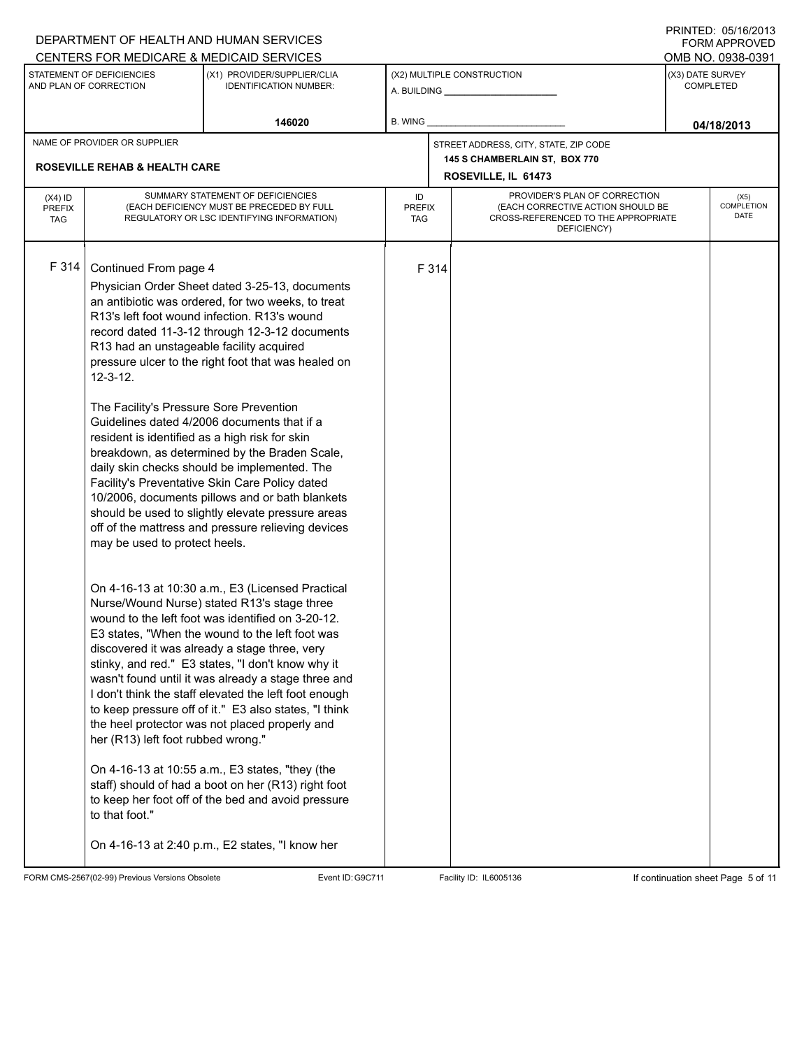DEPARTMENT OF HEALTH AND HUMAN SERVICES
CENTERS FOR MEDICARE & MEDICAID SERVICES

PRINTED: 05/16/2013
FORM APPROVED
OMB NO. 0938-0391

| STATEMENT OF DEFICIENCIES AND PLAN OF CORRECTION | (X1) PROVIDER/SUPPLIER/CLIA IDENTIFICATION NUMBER: | (X2) MULTIPLE CONSTRUCTION | (X3) DATE SURVEY COMPLETED |
|---|---|---|---|
| | 146020 | A. BUILDING ______ B. WING ______ | 04/18/2013 |

| NAME OF PROVIDER OR SUPPLIER | STREET ADDRESS, CITY, STATE, ZIP CODE |
|---|---|
| ROSEVILLE REHAB & HEALTH CARE | 145 S CHAMBERLAIN ST, BOX 770 ROSEVILLE, IL 61473 |

| (X4) ID PREFIX TAG | SUMMARY STATEMENT OF DEFICIENCIES (EACH DEFICIENCY MUST BE PRECEDED BY FULL REGULATORY OR LSC IDENTIFYING INFORMATION) | ID PREFIX TAG | PROVIDER'S PLAN OF CORRECTION (EACH CORRECTIVE ACTION SHOULD BE CROSS-REFERENCED TO THE APPROPRIATE DEFICIENCY) | (X5) COMPLETION DATE |
|---|---|---|---|---|
| F 314 | Continued From page 4 | F 314 | | |

Physician Order Sheet dated 3-25-13, documents an antibiotic was ordered, for two weeks, to treat R13's left foot wound infection. R13's wound record dated 11-3-12 through 12-3-12 documents R13 had an unstageable facility acquired pressure ulcer to the right foot that was healed on 12-3-12.

The Facility's Pressure Sore Prevention Guidelines dated 4/2006 documents that if a resident is identified as a high risk for skin breakdown, as determined by the Braden Scale, daily skin checks should be implemented. The Facility's Preventative Skin Care Policy dated 10/2006, documents pillows and or bath blankets should be used to slightly elevate pressure areas off of the mattress and pressure relieving devices may be used to protect heels.

On 4-16-13 at 10:30 a.m., E3 (Licensed Practical Nurse/Wound Nurse) stated R13's stage three wound to the left foot was identified on 3-20-12. E3 states, "When the wound to the left foot was discovered it was already a stage three, very stinky, and red." E3 states, "I don't know why it wasn't found until it was already a stage three and I don't think the staff elevated the left foot enough to keep pressure off of it." E3 also states, "I think the heel protector was not placed properly and her (R13) left foot rubbed wrong."

On 4-16-13 at 10:55 a.m., E3 states, "they (the staff) should of had a boot on her (R13) right foot to keep her foot off of the bed and avoid pressure to that foot."

On 4-16-13 at 2:40 p.m., E2 states, "I know her

FORM CMS-2567(02-99) Previous Versions Obsolete Event ID: G9C711 Facility ID: IL6005136 If continuation sheet Page 5 of 11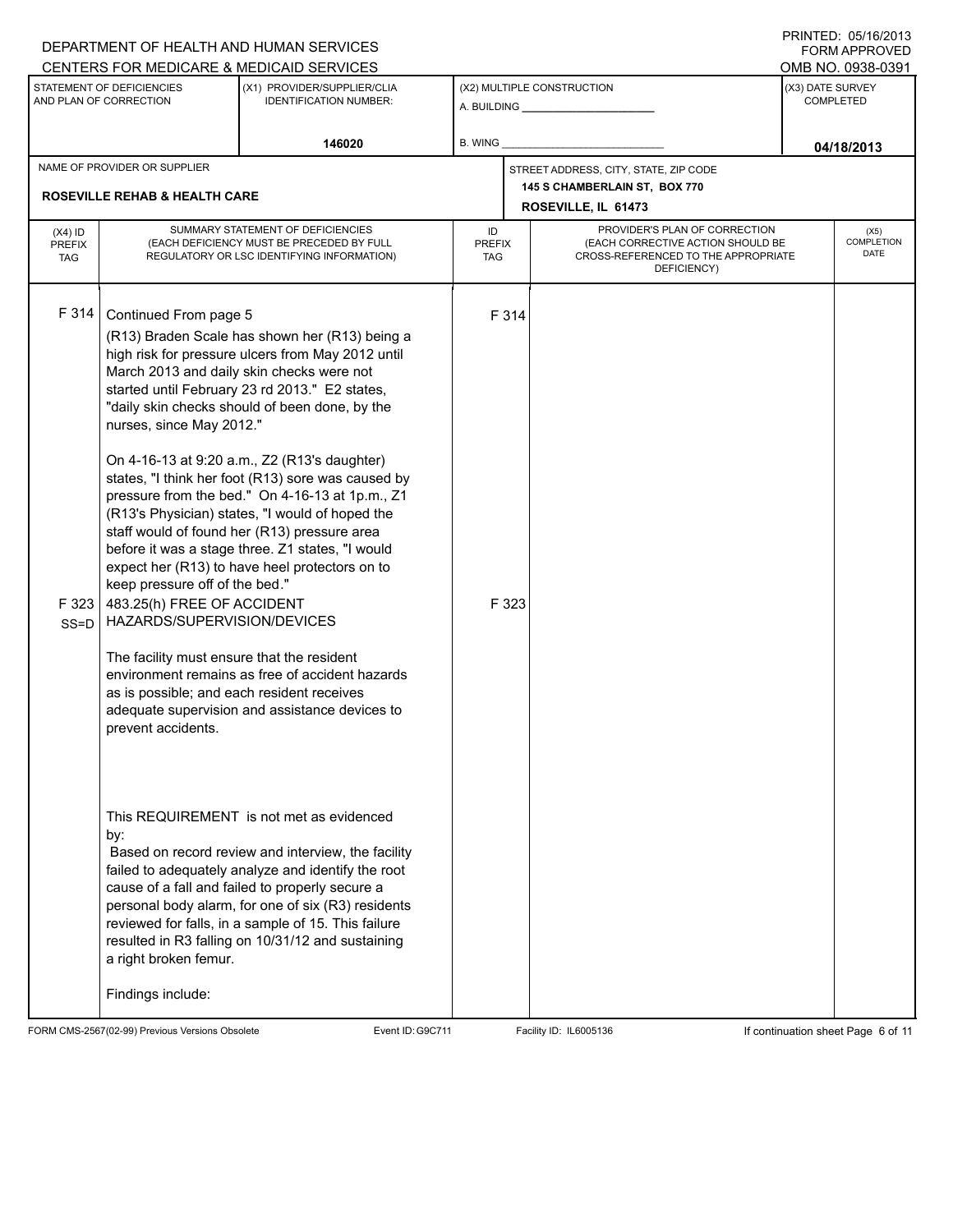DEPARTMENT OF HEALTH AND HUMAN SERVICES
CENTERS FOR MEDICARE & MEDICAID SERVICES

PRINTED: 05/16/2013
FORM APPROVED
OMB NO. 0938-0391

| STATEMENT OF DEFICIENCIES AND PLAN OF CORRECTION | (X1) PROVIDER/SUPPLIER/CLIA IDENTIFICATION NUMBER: | (X2) MULTIPLE CONSTRUCTION | (X3) DATE SURVEY COMPLETED |
|---|---|---|---|
| | 146020 | A. BUILDING ______ B. WING ______ | 04/18/2013 |

| NAME OF PROVIDER OR SUPPLIER | STREET ADDRESS, CITY, STATE, ZIP CODE |
|---|---|
| ROSEVILLE REHAB & HEALTH CARE | 145 S CHAMBERLAIN ST, BOX 770 ROSEVILLE, IL 61473 |

| (X4) ID PREFIX TAG | SUMMARY STATEMENT OF DEFICIENCIES (EACH DEFICIENCY MUST BE PRECEDED BY FULL REGULATORY OR LSC IDENTIFYING INFORMATION) | ID PREFIX TAG | PROVIDER'S PLAN OF CORRECTION (EACH CORRECTIVE ACTION SHOULD BE CROSS-REFERENCED TO THE APPROPRIATE DEFICIENCY) | (X5) COMPLETION DATE |
|---|---|---|---|---|
| F 314 | Continued From page 5<br>(R13) Braden Scale has shown her (R13) being a high risk for pressure ulcers from May 2012 until March 2013 and daily skin checks were not started until February 23 rd 2013." E2 states, "daily skin checks should of been done, by the nurses, since May 2012."<br><br>On 4-16-13 at 9:20 a.m., Z2 (R13's daughter) states, "I think her foot (R13) sore was caused by pressure from the bed." On 4-16-13 at 1p.m., Z1 (R13's Physician) states, "I would of hoped the staff would of found her (R13) pressure area before it was a stage three. Z1 states, "I would expect her (R13) to have heel protectors on to keep pressure off of the bed." | F 314 | | |
| F 323 SS=D | 483.25(h) FREE OF ACCIDENT HAZARDS/SUPERVISION/DEVICES<br><br>The facility must ensure that the resident environment remains as free of accident hazards as is possible; and each resident receives adequate supervision and assistance devices to prevent accidents.<br><br>This REQUIREMENT is not met as evidenced by:<br>Based on record review and interview, the facility failed to adequately analyze and identify the root cause of a fall and failed to properly secure a personal body alarm, for one of six (R3) residents reviewed for falls, in a sample of 15. This failure resulted in R3 falling on 10/31/12 and sustaining a right broken femur.<br><br>Findings include: | F 323 | | |

FORM CMS-2567(02-99) Previous Versions Obsolete Event ID: G9C711 Facility ID: IL6005136 If continuation sheet Page 6 of 11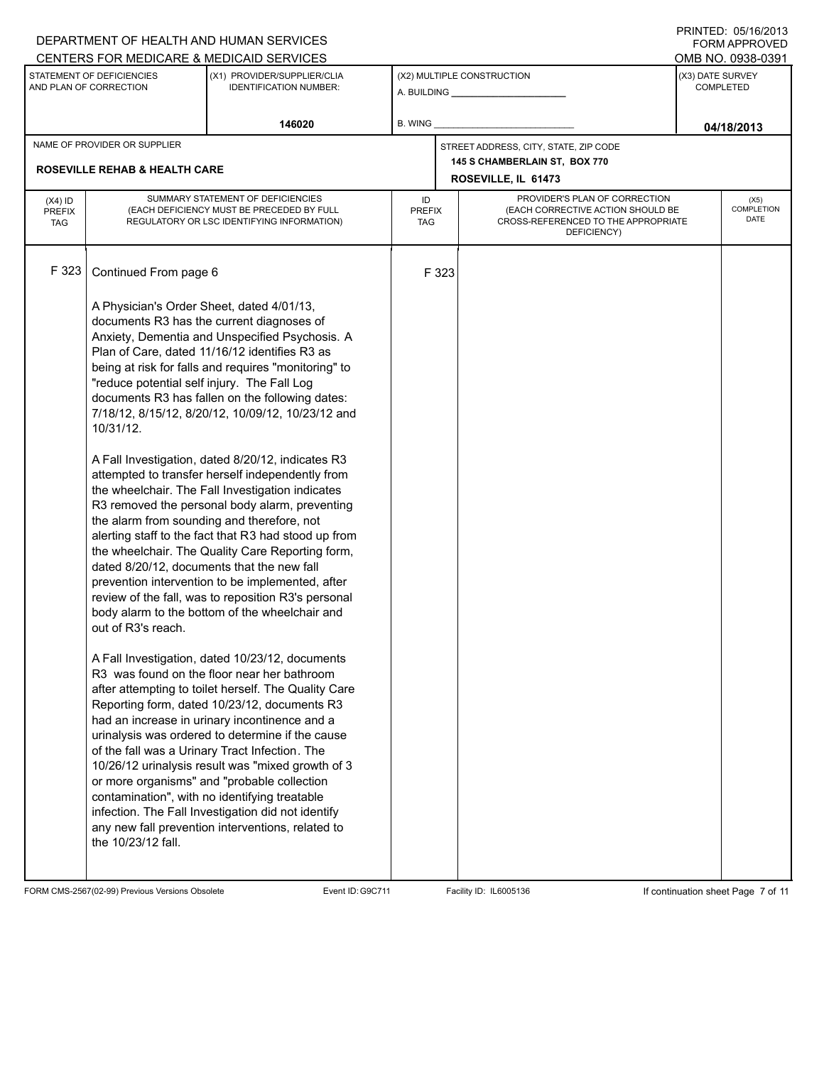DEPARTMENT OF HEALTH AND HUMAN SERVICES
CENTERS FOR MEDICARE & MEDICAID SERVICES

PRINTED: 05/16/2013
FORM APPROVED
OMB NO. 0938-0391

| STATEMENT OF DEFICIENCIES AND PLAN OF CORRECTION | (X1) PROVIDER/SUPPLIER/CLIA IDENTIFICATION NUMBER: | (X2) MULTIPLE CONSTRUCTION | (X3) DATE SURVEY COMPLETED |
|---|---|---|---|
| | 146020 | A. BUILDING ____ B. WING ____ | 04/18/2013 |

| NAME OF PROVIDER OR SUPPLIER | STREET ADDRESS, CITY, STATE, ZIP CODE |
|---|---|
| ROSEVILLE REHAB & HEALTH CARE | 145 S CHAMBERLAIN ST, BOX 770 ROSEVILLE, IL 61473 |

| (X4) ID PREFIX TAG | SUMMARY STATEMENT OF DEFICIENCIES (EACH DEFICIENCY MUST BE PRECEDED BY FULL REGULATORY OR LSC IDENTIFYING INFORMATION) | ID PREFIX TAG | PROVIDER'S PLAN OF CORRECTION (EACH CORRECTIVE ACTION SHOULD BE CROSS-REFERENCED TO THE APPROPRIATE DEFICIENCY) | (X5) COMPLETION DATE |
|---|---|---|---|---|
| F 323 | Continued From page 6 | F 323 | | |

A Physician's Order Sheet, dated 4/01/13, documents R3 has the current diagnoses of Anxiety, Dementia and Unspecified Psychosis. A Plan of Care, dated 11/16/12 identifies R3 as being at risk for falls and requires "monitoring" to "reduce potential self injury. The Fall Log documents R3 has fallen on the following dates: 7/18/12, 8/15/12, 8/20/12, 10/09/12, 10/23/12 and 10/31/12.

A Fall Investigation, dated 8/20/12, indicates R3 attempted to transfer herself independently from the wheelchair. The Fall Investigation indicates R3 removed the personal body alarm, preventing the alarm from sounding and therefore, not alerting staff to the fact that R3 had stood up from the wheelchair. The Quality Care Reporting form, dated 8/20/12, documents that the new fall prevention intervention to be implemented, after review of the fall, was to reposition R3's personal body alarm to the bottom of the wheelchair and out of R3's reach.

A Fall Investigation, dated 10/23/12, documents R3 was found on the floor near her bathroom after attempting to toilet herself. The Quality Care Reporting form, dated 10/23/12, documents R3 had an increase in urinary incontinence and a urinalysis was ordered to determine if the cause of the fall was a Urinary Tract Infection. The 10/26/12 urinalysis result was "mixed growth of 3 or more organisms" and "probable collection contamination", with no identifying treatable infection. The Fall Investigation did not identify any new fall prevention interventions, related to the 10/23/12 fall.

FORM CMS-2567(02-99) Previous Versions Obsolete    Event ID: G9C711    Facility ID: IL6005136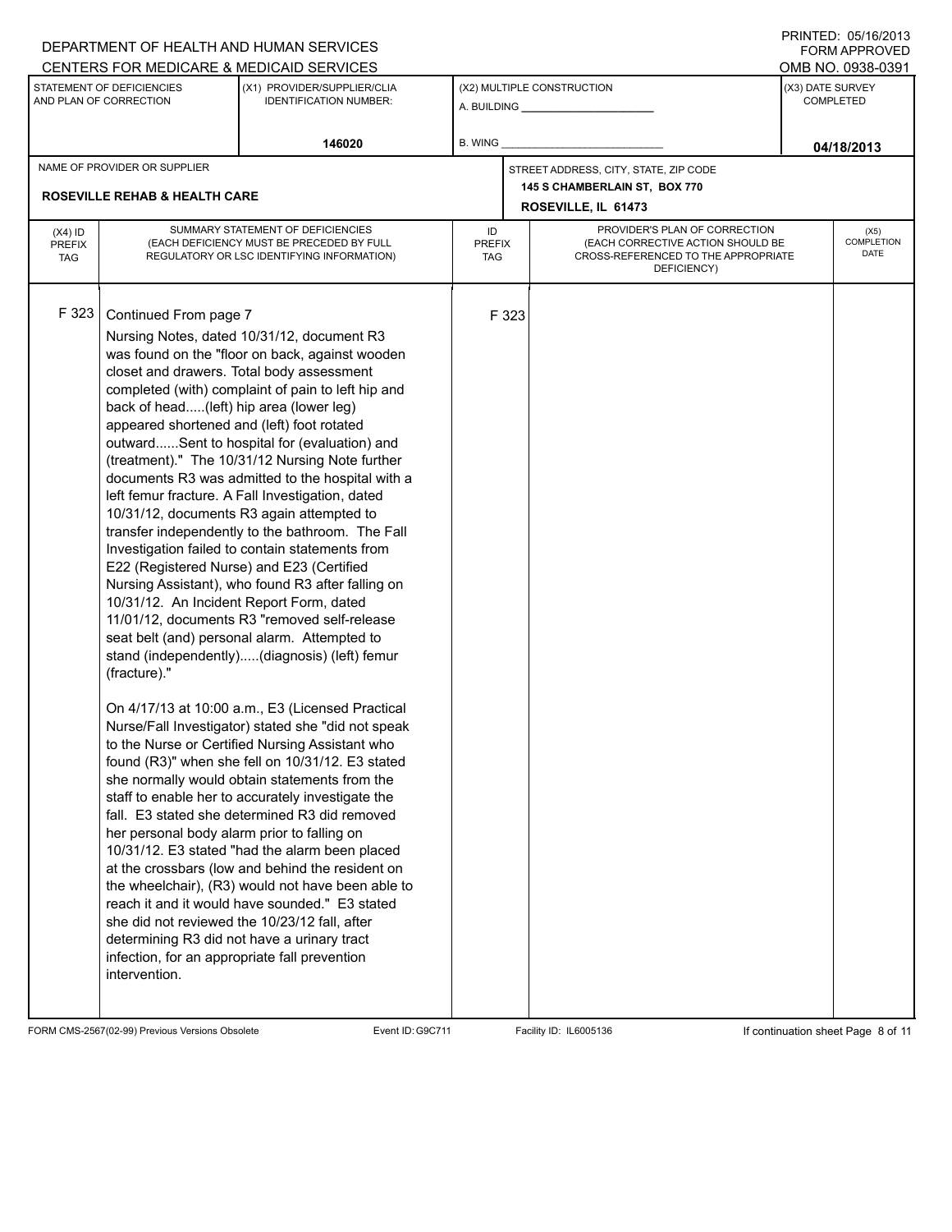DEPARTMENT OF HEALTH AND HUMAN SERVICES
CENTERS FOR MEDICARE & MEDICAID SERVICES

PRINTED: 05/16/2013
FORM APPROVED
OMB NO. 0938-0391

| STATEMENT OF DEFICIENCIES AND PLAN OF CORRECTION | (X1) PROVIDER/SUPPLIER/CLIA IDENTIFICATION NUMBER: | (X2) MULTIPLE CONSTRUCTION | (X3) DATE SURVEY COMPLETED |
|---|---|---|---|
| | 146020 | A. BUILDING ______ B. WING ______ | 04/18/2013 |

NAME OF PROVIDER OR SUPPLIER: **ROSEVILLE REHAB & HEALTH CARE**

STREET ADDRESS, CITY, STATE, ZIP CODE: **145 S CHAMBERLAIN ST, BOX 770, ROSEVILLE, IL 61473**

| (X4) ID PREFIX TAG | SUMMARY STATEMENT OF DEFICIENCIES (EACH DEFICIENCY MUST BE PRECEDED BY FULL REGULATORY OR LSC IDENTIFYING INFORMATION) | ID PREFIX TAG | PROVIDER'S PLAN OF CORRECTION (EACH CORRECTIVE ACTION SHOULD BE CROSS-REFERENCED TO THE APPROPRIATE DEFICIENCY) | (X5) COMPLETION DATE |
|---|---|---|---|---|
| F 323 | Continued From page 7<br>Nursing Notes, dated 10/31/12, document R3 was found on the "floor on back, against wooden closet and drawers. Total body assessment completed (with) complaint of pain to left hip and back of head.....(left) hip area (lower leg) appeared shortened and (left) foot rotated outward......Sent to hospital for (evaluation) and (treatment)." The 10/31/12 Nursing Note further documents R3 was admitted to the hospital with a left femur fracture. A Fall Investigation, dated 10/31/12, documents R3 again attempted to transfer independently to the bathroom. The Fall Investigation failed to contain statements from E22 (Registered Nurse) and E23 (Certified Nursing Assistant), who found R3 after falling on 10/31/12. An Incident Report Form, dated 11/01/12, documents R3 "removed self-release seat belt (and) personal alarm. Attempted to stand (independently).....(diagnosis) (left) femur (fracture)."<br><br>On 4/17/13 at 10:00 a.m., E3 (Licensed Practical Nurse/Fall Investigator) stated she "did not speak to the Nurse or Certified Nursing Assistant who found (R3)" when she fell on 10/31/12. E3 stated she normally would obtain statements from the staff to enable her to accurately investigate the fall. E3 stated she determined R3 did removed her personal body alarm prior to falling on 10/31/12. E3 stated "had the alarm been placed at the crossbars (low and behind the resident on the wheelchair), (R3) would not have been able to reach it and it would have sounded." E3 stated she did not reviewed the 10/23/12 fall, after determining R3 did not have a urinary tract infection, for an appropriate fall prevention intervention. | F 323 | | |

FORM CMS-2567(02-99) Previous Versions Obsolete | Event ID: G9C711 | Facility ID: IL6005136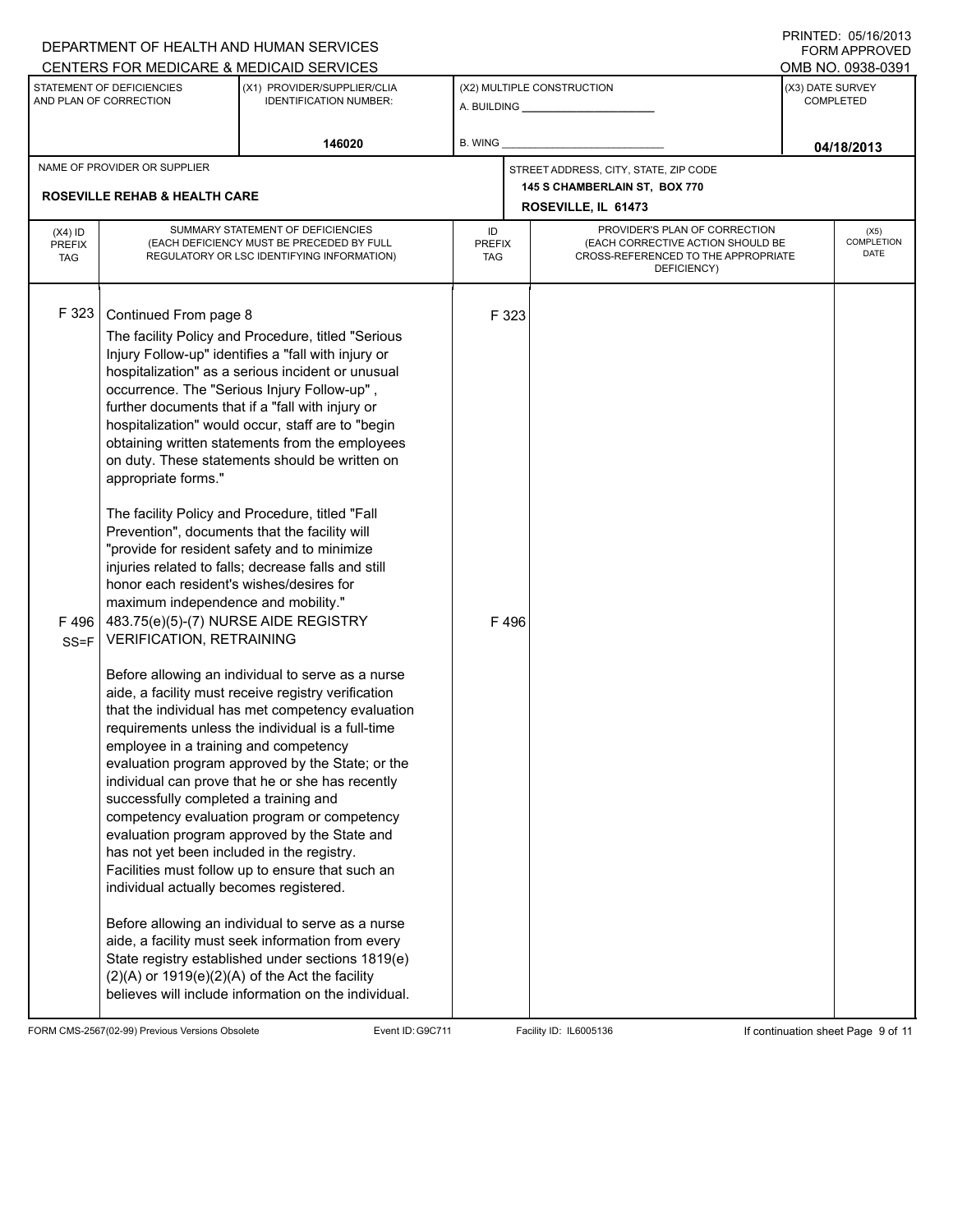DEPARTMENT OF HEALTH AND HUMAN SERVICES
CENTERS FOR MEDICARE & MEDICAID SERVICES

PRINTED: 05/16/2013
FORM APPROVED
OMB NO. 0938-0391

| STATEMENT OF DEFICIENCIES AND PLAN OF CORRECTION | (X1) PROVIDER/SUPPLIER/CLIA IDENTIFICATION NUMBER: | (X2) MULTIPLE CONSTRUCTION | (X3) DATE SURVEY COMPLETED |
|---|---|---|---|
| | 146020 | A. BUILDING ______ B. WING ______ | 04/18/2013 |

| NAME OF PROVIDER OR SUPPLIER | STREET ADDRESS, CITY, STATE, ZIP CODE |
|---|---|
| ROSEVILLE REHAB & HEALTH CARE | 145 S CHAMBERLAIN ST, BOX 770 ROSEVILLE, IL 61473 |

| (X4) ID PREFIX TAG | SUMMARY STATEMENT OF DEFICIENCIES (EACH DEFICIENCY MUST BE PRECEDED BY FULL REGULATORY OR LSC IDENTIFYING INFORMATION) | ID PREFIX TAG | PROVIDER'S PLAN OF CORRECTION (EACH CORRECTIVE ACTION SHOULD BE CROSS-REFERENCED TO THE APPROPRIATE DEFICIENCY) | (X5) COMPLETION DATE |
|---|---|---|---|---|
| F 323 | Continued From page 8<br><br>The facility Policy and Procedure, titled "Serious Injury Follow-up" identifies a "fall with injury or hospitalization" as a serious incident or unusual occurrence. The "Serious Injury Follow-up" , further documents that if a "fall with injury or hospitalization" would occur, staff are to "begin obtaining written statements from the employees on duty. These statements should be written on appropriate forms."<br><br>The facility Policy and Procedure, titled "Fall Prevention", documents that the facility will "provide for resident safety and to minimize injuries related to falls; decrease falls and still honor each resident's wishes/desires for maximum independence and mobility." | F 323 | | |
| F 496 SS=F | 483.75(e)(5)-(7) NURSE AIDE REGISTRY VERIFICATION, RETRAINING<br><br>Before allowing an individual to serve as a nurse aide, a facility must receive registry verification that the individual has met competency evaluation requirements unless the individual is a full-time employee in a training and competency evaluation program approved by the State; or the individual can prove that he or she has recently successfully completed a training and competency evaluation program or competency evaluation program approved by the State and has not yet been included in the registry. Facilities must follow up to ensure that such an individual actually becomes registered.<br><br>Before allowing an individual to serve as a nurse aide, a facility must seek information from every State registry established under sections 1819(e)(2)(A) or 1919(e)(2)(A) of the Act the facility believes will include information on the individual. | F 496 | | |

FORM CMS-2567(02-99) Previous Versions Obsolete | Event ID: G9C711 | Facility ID: IL6005136 | If continuation sheet Page 9 of 11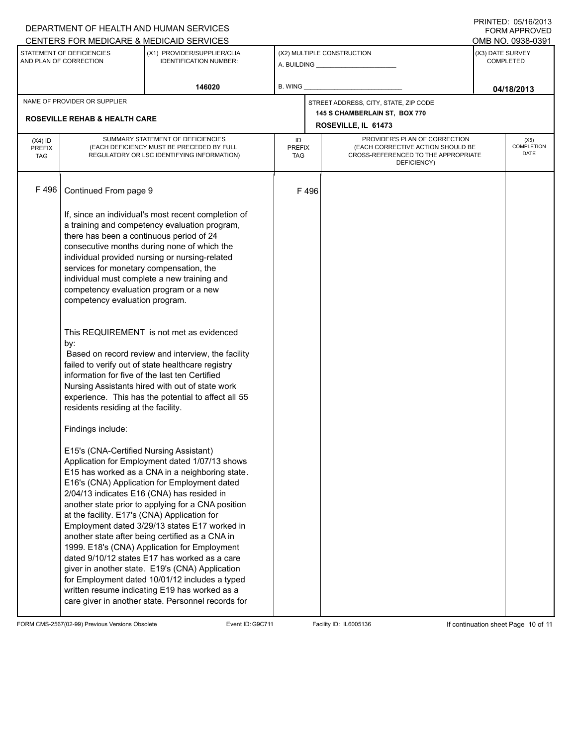DEPARTMENT OF HEALTH AND HUMAN SERVICES
CENTERS FOR MEDICARE & MEDICAID SERVICES

PRINTED: 05/16/2013
FORM APPROVED
OMB NO. 0938-0391

| STATEMENT OF DEFICIENCIES AND PLAN OF CORRECTION | (X1) PROVIDER/SUPPLIER/CLIA IDENTIFICATION NUMBER: | (X2) MULTIPLE CONSTRUCTION | (X3) DATE SURVEY COMPLETED |
|---|---|---|---|
| | 146020 | A. BUILDING ______ B. WING ______ | 04/18/2013 |

| NAME OF PROVIDER OR SUPPLIER | STREET ADDRESS, CITY, STATE, ZIP CODE |
|---|---|
| ROSEVILLE REHAB & HEALTH CARE | 145 S CHAMBERLAIN ST, BOX 770 ROSEVILLE, IL 61473 |

| (X4) ID PREFIX TAG | SUMMARY STATEMENT OF DEFICIENCIES (EACH DEFICIENCY MUST BE PRECEDED BY FULL REGULATORY OR LSC IDENTIFYING INFORMATION) | ID PREFIX TAG | PROVIDER'S PLAN OF CORRECTION (EACH CORRECTIVE ACTION SHOULD BE CROSS-REFERENCED TO THE APPROPRIATE DEFICIENCY) | (X5) COMPLETION DATE |
|---|---|---|---|---|
| F 496 | Continued From page 9 | F 496 | | |

If, since an individual's most recent completion of a training and competency evaluation program, there has been a continuous period of 24 consecutive months during none of which the individual provided nursing or nursing-related services for monetary compensation, the individual must complete a new training and competency evaluation program or a new competency evaluation program.

This REQUIREMENT is not met as evidenced by:

Based on record review and interview, the facility failed to verify out of state healthcare registry information for five of the last ten Certified Nursing Assistants hired with out of state work experience. This has the potential to affect all 55 residents residing at the facility.

Findings include:

E15's (CNA-Certified Nursing Assistant) Application for Employment dated 1/07/13 shows E15 has worked as a CNA in a neighboring state. E16's (CNA) Application for Employment dated 2/04/13 indicates E16 (CNA) has resided in another state prior to applying for a CNA position at the facility. E17's (CNA) Application for Employment dated 3/29/13 states E17 worked in another state after being certified as a CNA in 1999. E18's (CNA) Application for Employment dated 9/10/12 states E17 has worked as a care giver in another state. E19's (CNA) Application for Employment dated 10/01/12 includes a typed written resume indicating E19 has worked as a care giver in another state. Personnel records for

FORM CMS-2567(02-99) Previous Versions Obsolete Event ID: G9C711 Facility ID: IL6005136 If continuation sheet Page 10 of 11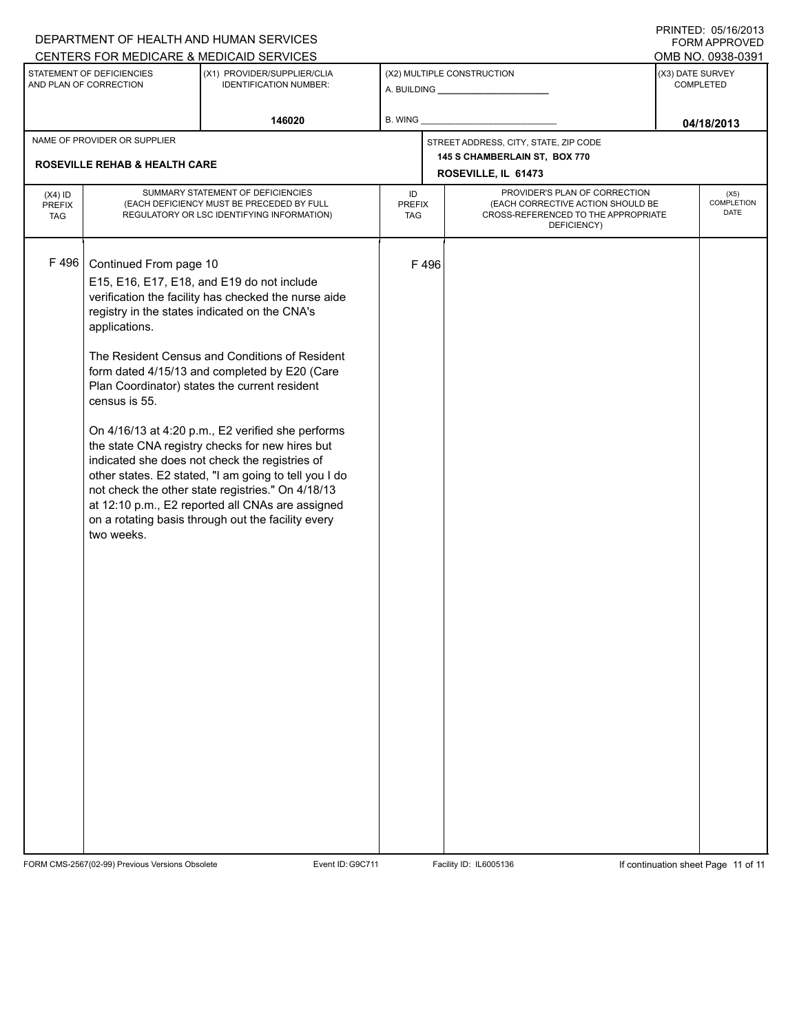DEPARTMENT OF HEALTH AND HUMAN SERVICES
CENTERS FOR MEDICARE & MEDICAID SERVICES

PRINTED: 05/16/2013
FORM APPROVED
OMB NO. 0938-0391

| STATEMENT OF DEFICIENCIES AND PLAN OF CORRECTION | (X1) PROVIDER/SUPPLIER/CLIA IDENTIFICATION NUMBER: | (X2) MULTIPLE CONSTRUCTION | (X3) DATE SURVEY COMPLETED |
|---|---|---|---|
| | 146020 | A. BUILDING ______ B. WING ______ | 04/18/2013 |

| NAME OF PROVIDER OR SUPPLIER | STREET ADDRESS, CITY, STATE, ZIP CODE |
|---|---|
| ROSEVILLE REHAB & HEALTH CARE | 145 S CHAMBERLAIN ST, BOX 770 ROSEVILLE, IL 61473 |

| (X4) ID PREFIX TAG | SUMMARY STATEMENT OF DEFICIENCIES (EACH DEFICIENCY MUST BE PRECEDED BY FULL REGULATORY OR LSC IDENTIFYING INFORMATION) | ID PREFIX TAG | PROVIDER'S PLAN OF CORRECTION (EACH CORRECTIVE ACTION SHOULD BE CROSS-REFERENCED TO THE APPROPRIATE DEFICIENCY) | (X5) COMPLETION DATE |
|---|---|---|---|---|
| F 496 | Continued From page 10<br>E15, E16, E17, E18, and E19 do not include verification the facility has checked the nurse aide registry in the states indicated on the CNA's applications.<br><br>The Resident Census and Conditions of Resident form dated 4/15/13 and completed by E20 (Care Plan Coordinator) states the current resident census is 55.<br><br>On 4/16/13 at 4:20 p.m., E2 verified she performs the state CNA registry checks for new hires but indicated she does not check the registries of other states. E2 stated, "I am going to tell you I do not check the other state registries." On 4/18/13 at 12:10 p.m., E2 reported all CNAs are assigned on a rotating basis through out the facility every two weeks. | F 496 | | |

FORM CMS-2567(02-99) Previous Versions Obsolete Event ID: G9C711 Facility ID: IL6005136